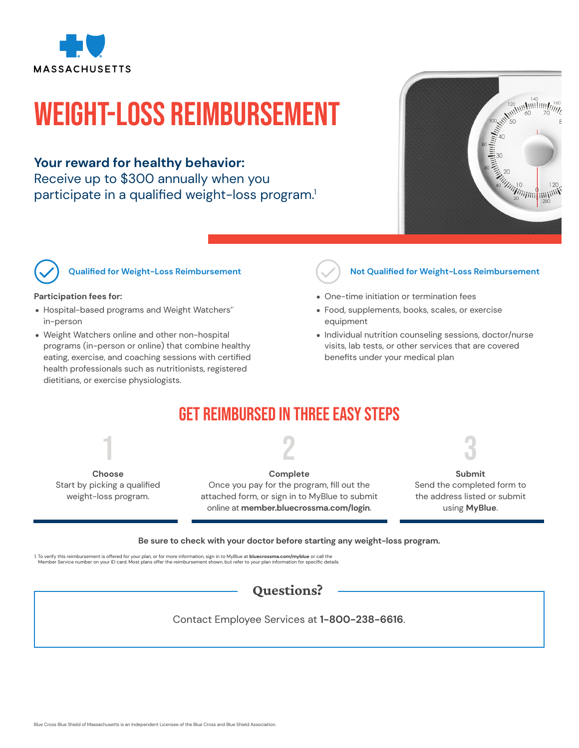MASSACHUSETTS

# WEIGHT-LOSS REIMBURSEMENT

**Your reward for healthy behavior:**
Receive up to $300 annually when you participate in a qualified weight-loss program.[1]

### Qualified for Weight-Loss Reimbursement

**Participation fees for:**

- Hospital-based programs and Weight Watchers® in-person
- Weight Watchers online and other non-hospital programs (in-person or online) that combine healthy eating, exercise, and coaching sessions with certified health professionals such as nutritionists, registered dietitians, or exercise physiologists.

### Not Qualified for Weight-Loss Reimbursement

- One-time initiation or termination fees
- Food, supplements, books, scales, or exercise equipment
- Individual nutrition counseling sessions, doctor/nurse visits, lab tests, or other services that are covered benefits under your medical plan

## GET REIMBURSED IN THREE EASY STEPS

**1**

**Choose**
Start by picking a qualified weight-loss program.

**2**

**Complete**
Once you pay for the program, fill out the attached form, or sign in to MyBlue to submit online at **member.bluecrossma.com/login**.

**3**

**Submit**
Send the completed form to the address listed or submit using **MyBlue**.

**Be sure to check with your doctor before starting any weight-loss program.**

1. To verify this reimbursement is offered for your plan, or for more information, sign in to MyBlue at **bluecrossma.com/myblue** or call the Member Service number on your ID card. Most plans offer the reimbursement shown, but refer to your plan information for specific details.

## Questions?

Contact Employee Services at **1-800-238-6616**.

Blue Cross Blue Shield of Massachusetts is an Independent Licensee of the Blue Cross and Blue Shield Association.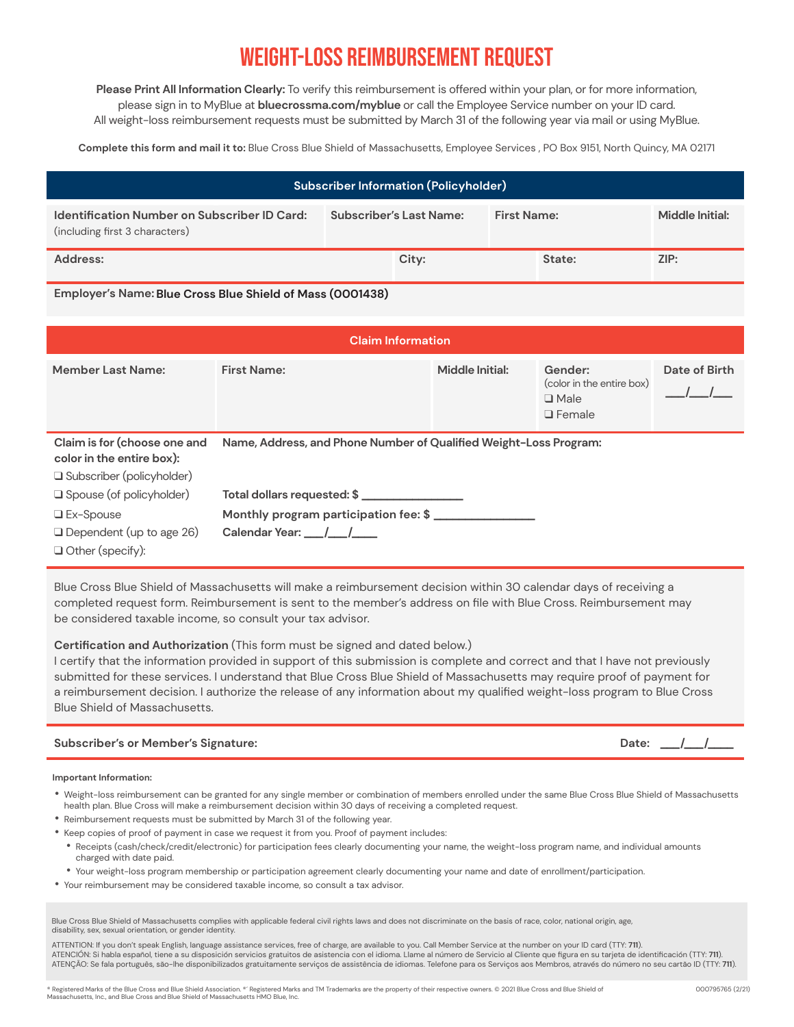# WEIGHT-LOSS REIMBURSEMENT REQUEST

**Please Print All Information Clearly:** To verify this reimbursement is offered within your plan, or for more information, please sign in to MyBlue at **bluecrossma.com/myblue** or call the Employee Service number on your ID card. All weight-loss reimbursement requests must be submitted by March 31 of the following year via mail or using MyBlue.

**Complete this form and mail it to:** Blue Cross Blue Shield of Massachusetts, Employee Services , PO Box 9151, North Quincy, MA 02171

## Subscriber Information (Policyholder)

| Identification Number on Subscriber ID Card: (including first 3 characters) | Subscriber's Last Name: | First Name: | Middle Initial: |
|---|---|---|---|
| | | | |

| Address: | City: | State: | ZIP: |
|---|---|---|---|
| | | | |

**Employer's Name: Blue Cross Blue Shield of Mass (0001438)**

## Claim Information

| Member Last Name: | First Name: | Middle Initial: | Gender: (color in the entire box) ❑ Male ❑ Female | Date of Birth ___/___/___ |
|---|---|---|---|---|
| | | | | |

**Claim is for (choose one and color in the entire box):**
- ❑ Subscriber (policyholder)
- ❑ Spouse (of policyholder)
- ❑ Ex-Spouse
- ❑ Dependent (up to age 26)
- ❑ Other (specify):

**Name, Address, and Phone Number of Qualified Weight-Loss Program:**

**Total dollars requested: $** _______________

**Monthly program participation fee: $** _______________

**Calendar Year:** ___/___/____

Blue Cross Blue Shield of Massachusetts will make a reimbursement decision within 30 calendar days of receiving a completed request form. Reimbursement is sent to the member's address on file with Blue Cross. Reimbursement may be considered taxable income, so consult your tax advisor.

**Certification and Authorization** (This form must be signed and dated below.)
I certify that the information provided in support of this submission is complete and correct and that I have not previously submitted for these services. I understand that Blue Cross Blue Shield of Massachusetts may require proof of payment for a reimbursement decision. I authorize the release of any information about my qualified weight-loss program to Blue Cross Blue Shield of Massachusetts.

**Subscriber's or Member's Signature:** **Date:** ___/___/____

**Important Information:**

- Weight-loss reimbursement can be granted for any single member or combination of members enrolled under the same Blue Cross Blue Shield of Massachusetts health plan. Blue Cross will make a reimbursement decision within 30 days of receiving a completed request.
- Reimbursement requests must be submitted by March 31 of the following year.
- Keep copies of proof of payment in case we request it from you. Proof of payment includes:
  - Receipts (cash/check/credit/electronic) for participation fees clearly documenting your name, the weight-loss program name, and individual amounts charged with date paid.
  - Your weight-loss program membership or participation agreement clearly documenting your name and date of enrollment/participation.
- Your reimbursement may be considered taxable income, so consult a tax advisor.

Blue Cross Blue Shield of Massachusetts complies with applicable federal civil rights laws and does not discriminate on the basis of race, color, national origin, age, disability, sex, sexual orientation, or gender identity.

ATTENTION: If you don't speak English, language assistance services, free of charge, are available to you. Call Member Service at the number on your ID card (TTY: **711**).
ATENCIÓN: Si habla español, tiene a su disposición servicios gratuitos de asistencia con el idioma. Llame al número de Servicio al Cliente que figura en su tarjeta de identificación (TTY: **711**).
ATENÇÃO: Se fala português, são-lhe disponibilizados gratuitamente serviços de assistência de idiomas. Telefone para os Serviços aos Membros, através do número no seu cartão ID (TTY: **711**).

® Registered Marks of the Blue Cross and Blue Shield Association. ®´ Registered Marks and TM Trademarks are the property of their respective owners. © 2021 Blue Cross and Blue Shield of Massachusetts, Inc., and Blue Cross and Blue Shield of Massachusetts HMO Blue, Inc.

000795765 (2/21)